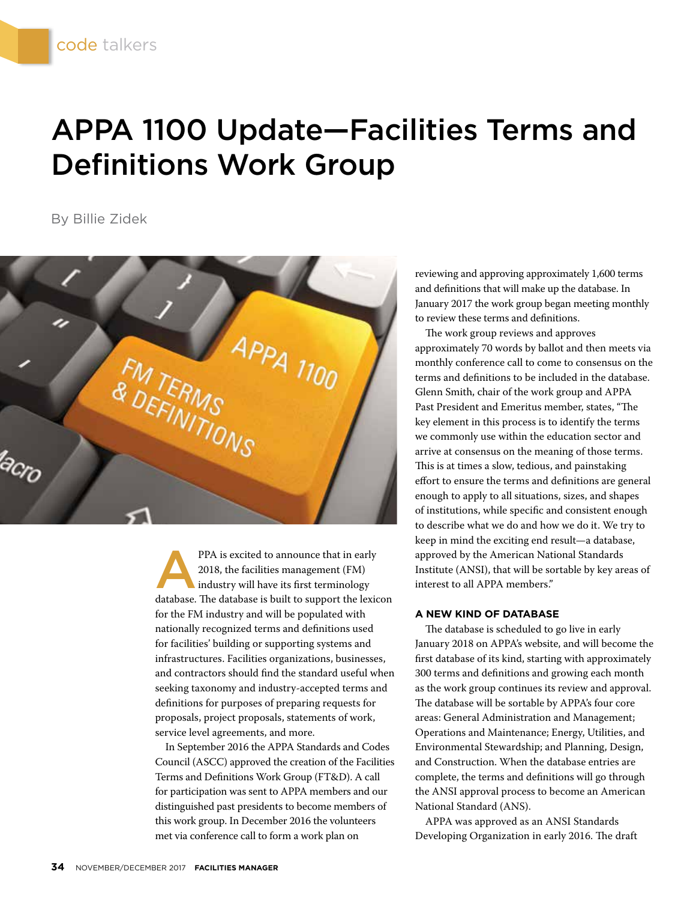code talkers

# APPA 1100 Update—Facilities Terms and Definitions Work Group

By Billie Zidek

APPA is excited to announce that in early 2018, the facilities management (FM) industry will have its first terminology database. The database is built to support the lexicon for the FM industry and will be populated with nationally recognized terms and definitions used for facilities' building or supporting systems and infrastructures. Facilities organizations, businesses, and contractors should find the standard useful when seeking taxonomy and industry-accepted terms and definitions for purposes of preparing requests for proposals, project proposals, statements of work, service level agreements, and more.

In September 2016 the APPA Standards and Codes Council (ASCC) approved the creation of the Facilities Terms and Definitions Work Group (FT&D). A call for participation was sent to APPA members and our distinguished past presidents to become members of this work group. In December 2016 the volunteers met via conference call to form a work plan on reviewing and approving approximately 1,600 terms and definitions that will make up the database. In January 2017 the work group began meeting monthly to review these terms and definitions.

The work group reviews and approves approximately 70 words by ballot and then meets via monthly conference call to come to consensus on the terms and definitions to be included in the database. Glenn Smith, chair of the work group and APPA Past President and Emeritus member, states, "The key element in this process is to identify the terms we commonly use within the education sector and arrive at consensus on the meaning of those terms. This is at times a slow, tedious, and painstaking effort to ensure the terms and definitions are general enough to apply to all situations, sizes, and shapes of institutions, while specific and consistent enough to describe what we do and how we do it. We try to keep in mind the exciting end result—a database, approved by the American National Standards Institute (ANSI), that will be sortable by key areas of interest to all APPA members."

### A NEW KIND OF DATABASE

The database is scheduled to go live in early January 2018 on APPA's website, and will become the first database of its kind, starting with approximately 300 terms and definitions and growing each month as the work group continues its review and approval. The database will be sortable by APPA's four core areas: General Administration and Management; Operations and Maintenance; Energy, Utilities, and Environmental Stewardship; and Planning, Design, and Construction. When the database entries are complete, the terms and definitions will go through the ANSI approval process to become an American National Standard (ANS).

APPA was approved as an ANSI Standards Developing Organization in early 2016. The draft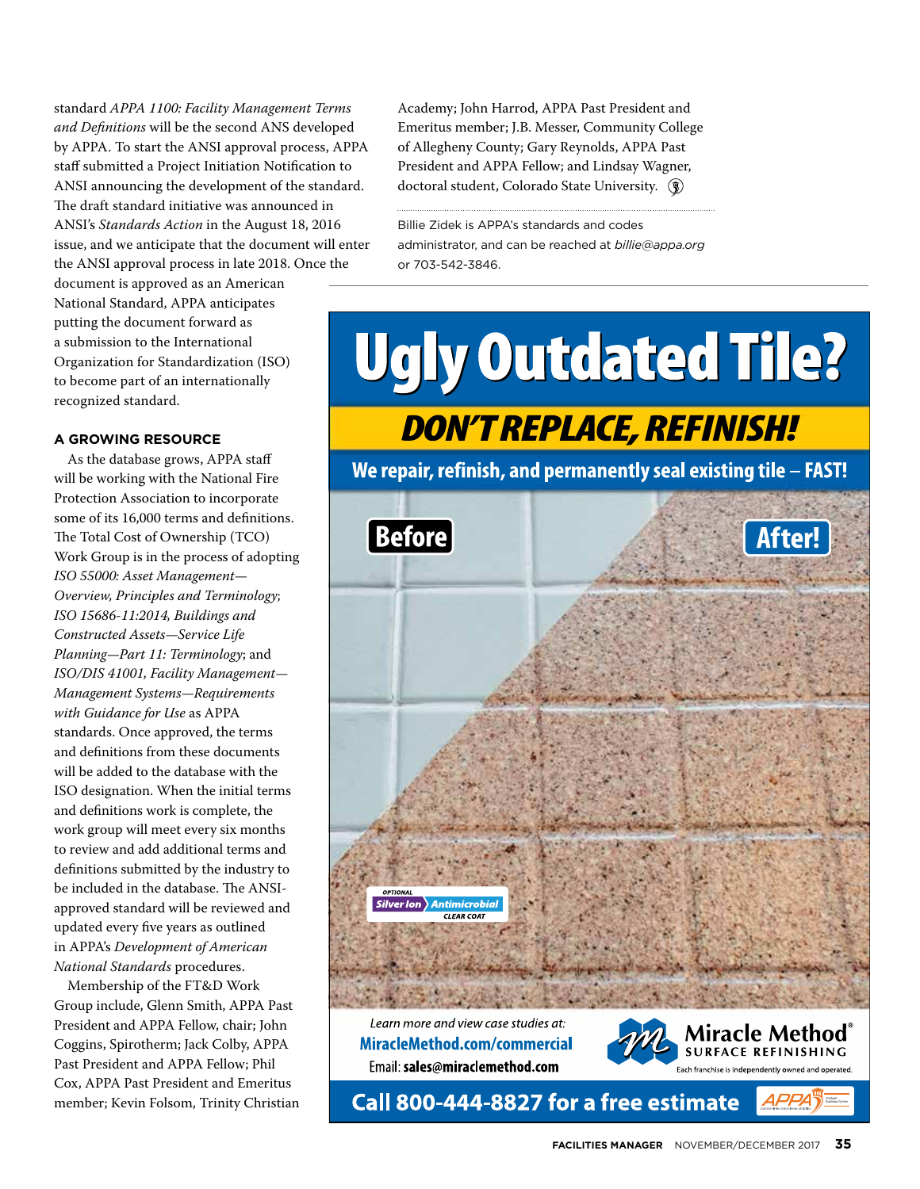standard *APPA 1100: Facility Management Terms and Definitions* will be the second ANS developed by APPA. To start the ANSI approval process, APPA staff submitted a Project Initiation Notification to ANSI announcing the development of the standard. The draft standard initiative was announced in ANSI's *Standards Action* in the August 18, 2016 issue, and we anticipate that the document will enter the ANSI approval process in late 2018. Once the document is approved as an American National Standard, APPA anticipates putting the document forward as a submission to the International Organization for Standardization (ISO) to become part of an internationally recognized standard.

### A GROWING RESOURCE

As the database grows, APPA staff will be working with the National Fire Protection Association to incorporate some of its 16,000 terms and definitions. The Total Cost of Ownership (TCO) Work Group is in the process of adopting *ISO 55000: Asset Management—Overview, Principles and Terminology*; *ISO 15686-11:2014, Buildings and Constructed Assets—Service Life Planning—Part 11: Terminology*; and *ISO/DIS 41001, Facility Management—Management Systems—Requirements with Guidance for Use* as APPA standards. Once approved, the terms and definitions from these documents will be added to the database with the ISO designation. When the initial terms and definitions work is complete, the work group will meet every six months to review and add additional terms and definitions submitted by the industry to be included in the database. The ANSI-approved standard will be reviewed and updated every five years as outlined in APPA's *Development of American National Standards* procedures.

Membership of the FT&D Work Group include, Glenn Smith, APPA Past President and APPA Fellow, chair; John Coggins, Spirotherm; Jack Colby, APPA Past President and APPA Fellow; Phil Cox, APPA Past President and Emeritus member; Kevin Folsom, Trinity Christian Academy; John Harrod, APPA Past President and Emeritus member; J.B. Messer, Community College of Allegheny County; Gary Reynolds, APPA Past President and APPA Fellow; and Lindsay Wagner, doctoral student, Colorado State University.

---

Billie Zidek is APPA's standards and codes administrator, and can be reached at *billie@appa.org* or 703-542-3846.

---

# Ugly Outdated Tile?

**DON'T REPLACE, REFINISH!**

**We repair, refinish, and permanently seal existing tile – FAST!**

Before

After!

OPTIONAL
Silver Ion Antimicrobial
CLEAR COAT

*Learn more and view case studies at:*
**MiracleMethod.com/commercial**
Email: **sales@miraclemethod.com**

Miracle Method®
SURFACE REFINISHING
Each franchise is independently owned and operated.

**Call 800-444-8827 for a free estimate**